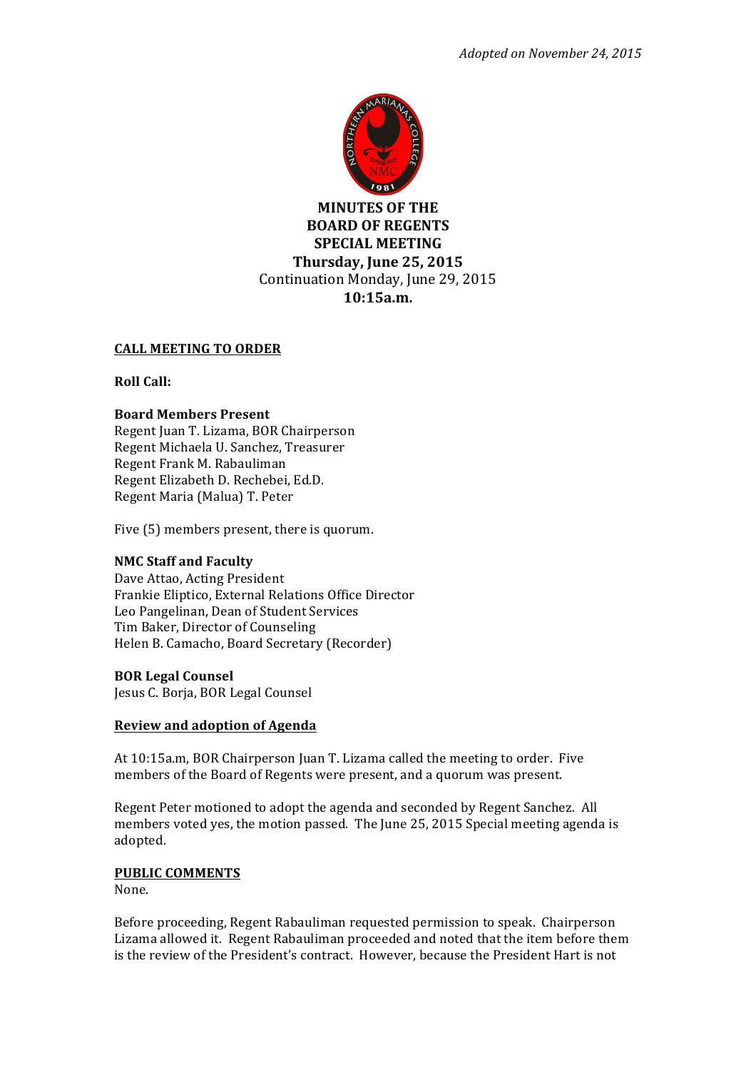*Adopted on November 24, 2015*

# MINUTES OF THE BOARD OF REGENTS SPECIAL MEETING

**Thursday, June 25, 2015**

Continuation Monday, June 29, 2015

**10:15a.m.**

## CALL MEETING TO ORDER

**Roll Call:**

**Board Members Present**

Regent Juan T. Lizama, BOR Chairperson
Regent Michaela U. Sanchez, Treasurer
Regent Frank M. Rabauliman
Regent Elizabeth D. Rechebei, Ed.D.
Regent Maria (Malua) T. Peter

Five (5) members present, there is quorum.

**NMC Staff and Faculty**

Dave Attao, Acting President
Frankie Eliptico, External Relations Office Director
Leo Pangelinan, Dean of Student Services
Tim Baker, Director of Counseling
Helen B. Camacho, Board Secretary (Recorder)

**BOR Legal Counsel**

Jesus C. Borja, BOR Legal Counsel

## Review and adoption of Agenda

At 10:15a.m, BOR Chairperson Juan T. Lizama called the meeting to order. Five members of the Board of Regents were present, and a quorum was present.

Regent Peter motioned to adopt the agenda and seconded by Regent Sanchez. All members voted yes, the motion passed. The June 25, 2015 Special meeting agenda is adopted.

## PUBLIC COMMENTS

None.

Before proceeding, Regent Rabauliman requested permission to speak. Chairperson Lizama allowed it. Regent Rabauliman proceeded and noted that the item before them is the review of the President's contract. However, because the President Hart is not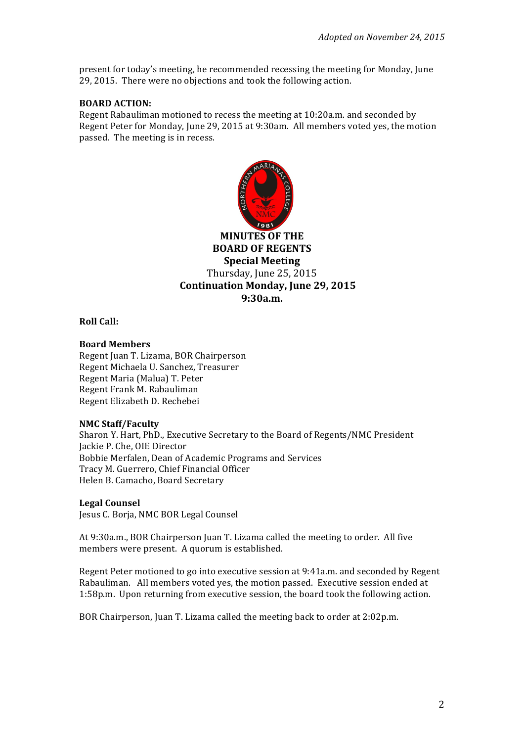*Adopted on November 24, 2015*

present for today's meeting, he recommended recessing the meeting for Monday, June 29, 2015. There were no objections and took the following action.

**BOARD ACTION:**
Regent Rabauliman motioned to recess the meeting at 10:20a.m. and seconded by Regent Peter for Monday, June 29, 2015 at 9:30am. All members voted yes, the motion passed. The meeting is in recess.

**MINUTES OF THE**
**BOARD OF REGENTS**
**Special Meeting**
Thursday, June 25, 2015
**Continuation Monday, June 29, 2015**
**9:30a.m.**

**Roll Call:**

**Board Members**
Regent Juan T. Lizama, BOR Chairperson
Regent Michaela U. Sanchez, Treasurer
Regent Maria (Malua) T. Peter
Regent Frank M. Rabauliman
Regent Elizabeth D. Rechebei

**NMC Staff/Faculty**
Sharon Y. Hart, PhD., Executive Secretary to the Board of Regents/NMC President
Jackie P. Che, OIE Director
Bobbie Merfalen, Dean of Academic Programs and Services
Tracy M. Guerrero, Chief Financial Officer
Helen B. Camacho, Board Secretary

**Legal Counsel**
Jesus C. Borja, NMC BOR Legal Counsel

At 9:30a.m., BOR Chairperson Juan T. Lizama called the meeting to order. All five members were present. A quorum is established.

Regent Peter motioned to go into executive session at 9:41a.m. and seconded by Regent Rabauliman. All members voted yes, the motion passed. Executive session ended at 1:58p.m. Upon returning from executive session, the board took the following action.

BOR Chairperson, Juan T. Lizama called the meeting back to order at 2:02p.m.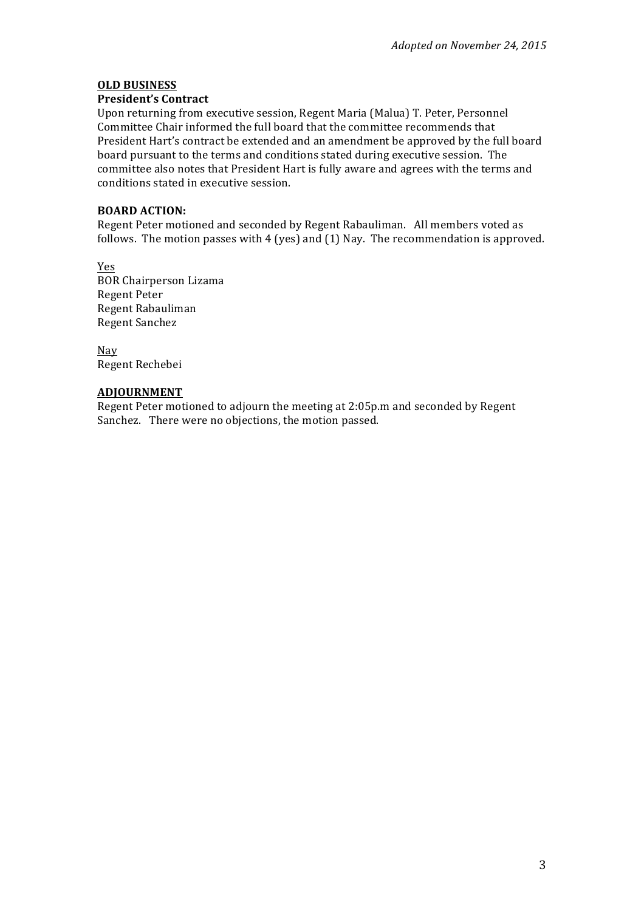*Adopted on November 24, 2015*

**OLD BUSINESS**

**President's Contract**

Upon returning from executive session, Regent Maria (Malua) T. Peter, Personnel Committee Chair informed the full board that the committee recommends that President Hart's contract be extended and an amendment be approved by the full board board pursuant to the terms and conditions stated during executive session. The committee also notes that President Hart is fully aware and agrees with the terms and conditions stated in executive session.

**BOARD ACTION:**

Regent Peter motioned and seconded by Regent Rabauliman. All members voted as follows. The motion passes with 4 (yes) and (1) Nay. The recommendation is approved.

Yes
BOR Chairperson Lizama
Regent Peter
Regent Rabauliman
Regent Sanchez

Nay
Regent Rechebei

**ADJOURNMENT**

Regent Peter motioned to adjourn the meeting at 2:05p.m and seconded by Regent Sanchez. There were no objections, the motion passed.